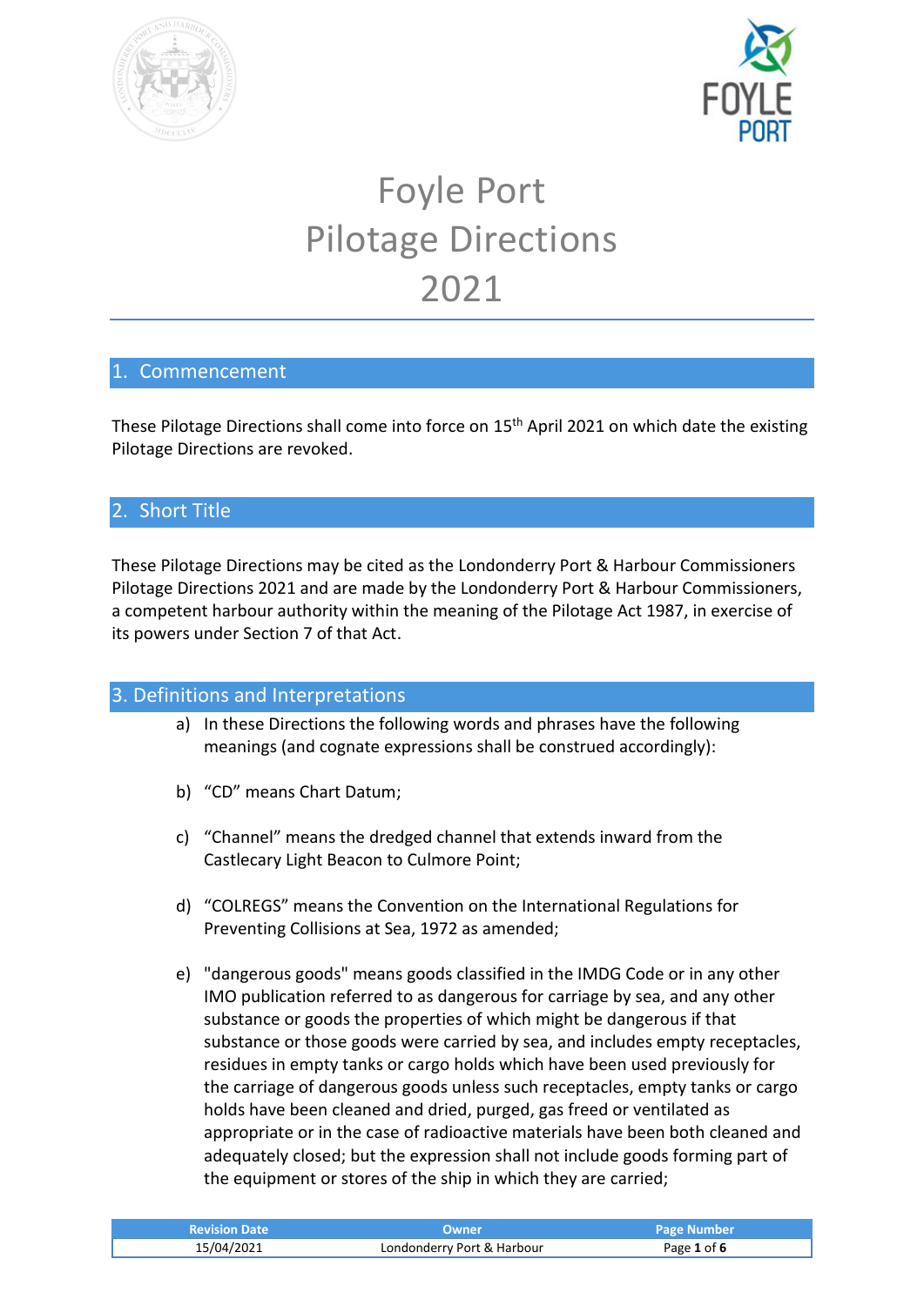# Foyle Port
# Pilotage Directions
# 2021

## 1. Commencement

These Pilotage Directions shall come into force on 15th April 2021 on which date the existing Pilotage Directions are revoked.

## 2. Short Title

These Pilotage Directions may be cited as the Londonderry Port & Harbour Commissioners Pilotage Directions 2021 and are made by the Londonderry Port & Harbour Commissioners, a competent harbour authority within the meaning of the Pilotage Act 1987, in exercise of its powers under Section 7 of that Act.

## 3. Definitions and Interpretations

a) In these Directions the following words and phrases have the following meanings (and cognate expressions shall be construed accordingly):

b) "CD" means Chart Datum;

c) "Channel" means the dredged channel that extends inward from the Castlecary Light Beacon to Culmore Point;

d) "COLREGS" means the Convention on the International Regulations for Preventing Collisions at Sea, 1972 as amended;

e) "dangerous goods" means goods classified in the IMDG Code or in any other IMO publication referred to as dangerous for carriage by sea, and any other substance or goods the properties of which might be dangerous if that substance or those goods were carried by sea, and includes empty receptacles, residues in empty tanks or cargo holds which have been used previously for the carriage of dangerous goods unless such receptacles, empty tanks or cargo holds have been cleaned and dried, purged, gas freed or ventilated as appropriate or in the case of radioactive materials have been both cleaned and adequately closed; but the expression shall not include goods forming part of the equipment or stores of the ship in which they are carried;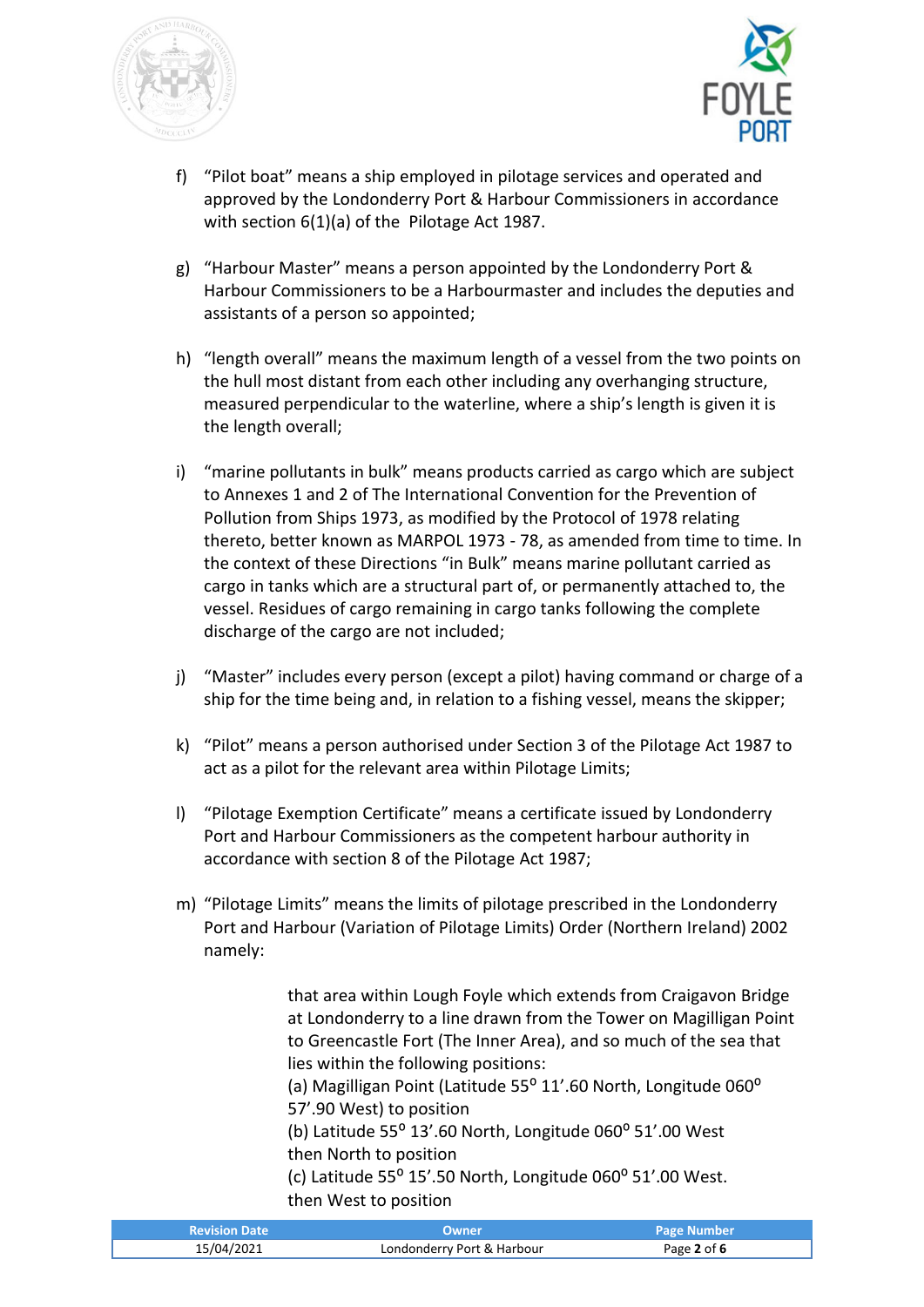f) "Pilot boat" means a ship employed in pilotage services and operated and approved by the Londonderry Port & Harbour Commissioners in accordance with section 6(1)(a) of the Pilotage Act 1987.

g) "Harbour Master" means a person appointed by the Londonderry Port & Harbour Commissioners to be a Harbourmaster and includes the deputies and assistants of a person so appointed;

h) "length overall" means the maximum length of a vessel from the two points on the hull most distant from each other including any overhanging structure, measured perpendicular to the waterline, where a ship's length is given it is the length overall;

i) "marine pollutants in bulk" means products carried as cargo which are subject to Annexes 1 and 2 of The International Convention for the Prevention of Pollution from Ships 1973, as modified by the Protocol of 1978 relating thereto, better known as MARPOL 1973 - 78, as amended from time to time. In the context of these Directions "in Bulk" means marine pollutant carried as cargo in tanks which are a structural part of, or permanently attached to, the vessel. Residues of cargo remaining in cargo tanks following the complete discharge of the cargo are not included;

j) "Master" includes every person (except a pilot) having command or charge of a ship for the time being and, in relation to a fishing vessel, means the skipper;

k) "Pilot" means a person authorised under Section 3 of the Pilotage Act 1987 to act as a pilot for the relevant area within Pilotage Limits;

l) "Pilotage Exemption Certificate" means a certificate issued by Londonderry Port and Harbour Commissioners as the competent harbour authority in accordance with section 8 of the Pilotage Act 1987;

m) "Pilotage Limits" means the limits of pilotage prescribed in the Londonderry Port and Harbour (Variation of Pilotage Limits) Order (Northern Ireland) 2002 namely:

> that area within Lough Foyle which extends from Craigavon Bridge at Londonderry to a line drawn from the Tower on Magilligan Point to Greencastle Fort (The Inner Area), and so much of the sea that lies within the following positions:
> (a) Magilligan Point (Latitude 55⁰ 11'.60 North, Longitude 060⁰ 57'.90 West) to position
> (b) Latitude 55⁰ 13'.60 North, Longitude 060⁰ 51'.00 West then North to position
> (c) Latitude 55⁰ 15'.50 North, Longitude 060⁰ 51'.00 West. then West to position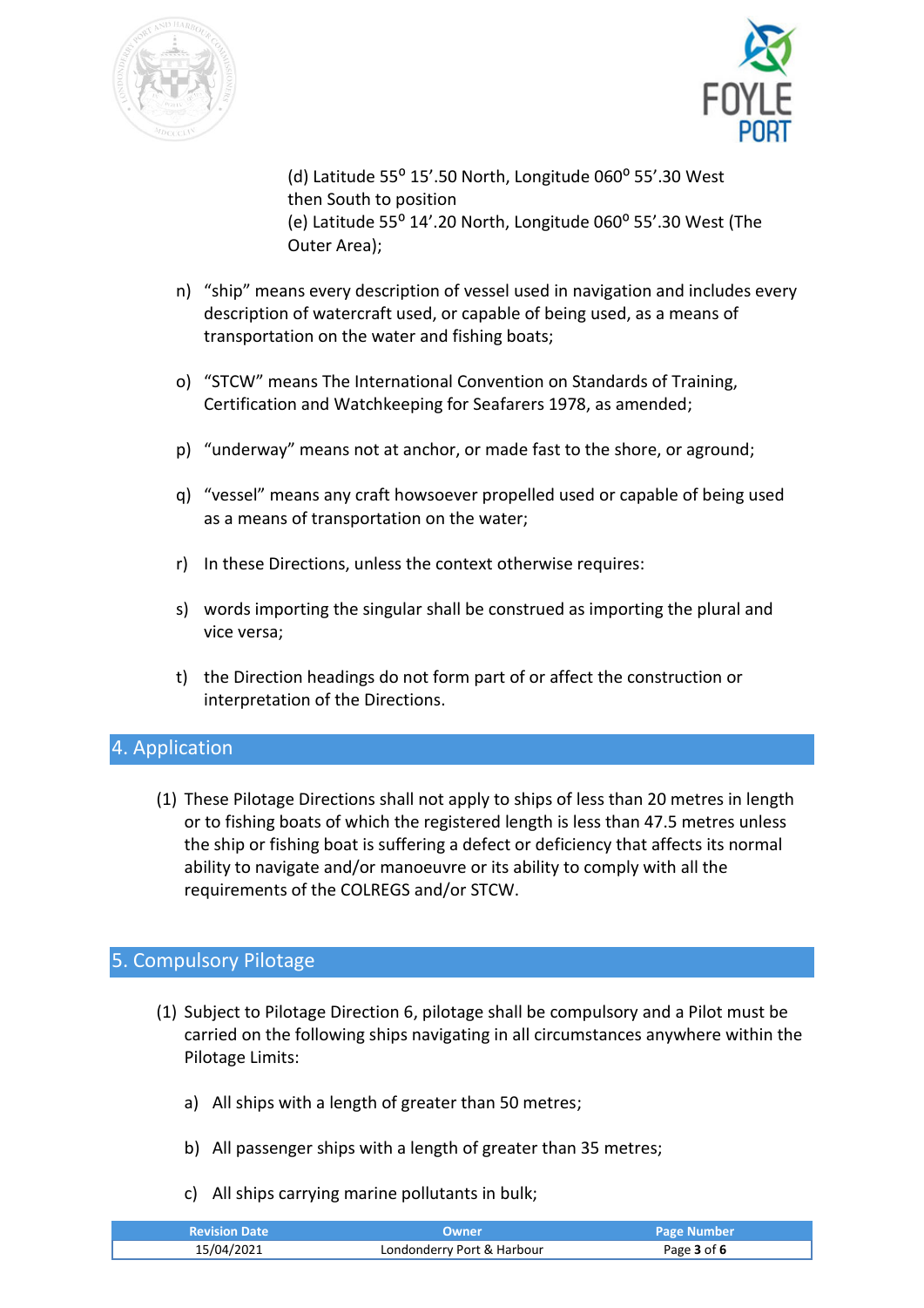(d) Latitude 55$^{o}$ 15'.50 North, Longitude 060$^{o}$ 55'.30 West then South to position
(e) Latitude 55$^{o}$ 14'.20 North, Longitude 060$^{o}$ 55'.30 West (The Outer Area);

n) "ship" means every description of vessel used in navigation and includes every description of watercraft used, or capable of being used, as a means of transportation on the water and fishing boats;

o) "STCW" means The International Convention on Standards of Training, Certification and Watchkeeping for Seafarers 1978, as amended;

p) "underway" means not at anchor, or made fast to the shore, or aground;

q) "vessel" means any craft howsoever propelled used or capable of being used as a means of transportation on the water;

r) In these Directions, unless the context otherwise requires:

s) words importing the singular shall be construed as importing the plural and vice versa;

t) the Direction headings do not form part of or affect the construction or interpretation of the Directions.

## 4. Application

(1) These Pilotage Directions shall not apply to ships of less than 20 metres in length or to fishing boats of which the registered length is less than 47.5 metres unless the ship or fishing boat is suffering a defect or deficiency that affects its normal ability to navigate and/or manoeuvre or its ability to comply with all the requirements of the COLREGS and/or STCW.

## 5. Compulsory Pilotage

(1) Subject to Pilotage Direction 6, pilotage shall be compulsory and a Pilot must be carried on the following ships navigating in all circumstances anywhere within the Pilotage Limits:

a) All ships with a length of greater than 50 metres;

b) All passenger ships with a length of greater than 35 metres;

c) All ships carrying marine pollutants in bulk;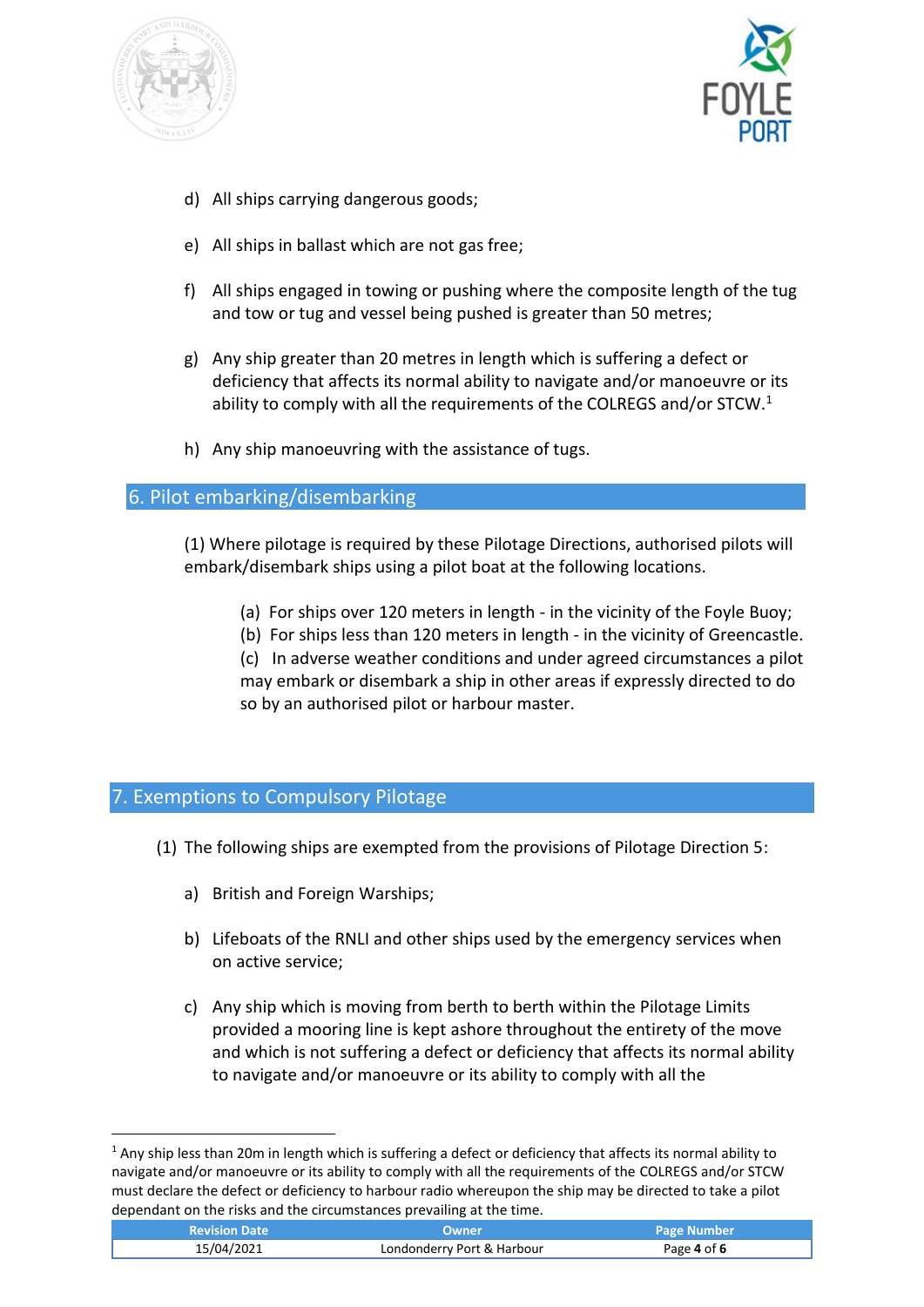d) All ships carrying dangerous goods;

e) All ships in ballast which are not gas free;

f) All ships engaged in towing or pushing where the composite length of the tug and tow or tug and vessel being pushed is greater than 50 metres;

g) Any ship greater than 20 metres in length which is suffering a defect or deficiency that affects its normal ability to navigate and/or manoeuvre or its ability to comply with all the requirements of the COLREGS and/or STCW.[1]

h) Any ship manoeuvring with the assistance of tugs.

## 6. Pilot embarking/disembarking

(1) Where pilotage is required by these Pilotage Directions, authorised pilots will embark/disembark ships using a pilot boat at the following locations.

(a) For ships over 120 meters in length - in the vicinity of the Foyle Buoy;
(b) For ships less than 120 meters in length - in the vicinity of Greencastle.
(c) In adverse weather conditions and under agreed circumstances a pilot may embark or disembark a ship in other areas if expressly directed to do so by an authorised pilot or harbour master.

## 7. Exemptions to Compulsory Pilotage

(1) The following ships are exempted from the provisions of Pilotage Direction 5:

a) British and Foreign Warships;

b) Lifeboats of the RNLI and other ships used by the emergency services when on active service;

c) Any ship which is moving from berth to berth within the Pilotage Limits provided a mooring line is kept ashore throughout the entirety of the move and which is not suffering a defect or deficiency that affects its normal ability to navigate and/or manoeuvre or its ability to comply with all the

---

[1] Any ship less than 20m in length which is suffering a defect or deficiency that affects its normal ability to navigate and/or manoeuvre or its ability to comply with all the requirements of the COLREGS and/or STCW must declare the defect or deficiency to harbour radio whereupon the ship may be directed to take a pilot dependant on the risks and the circumstances prevailing at the time.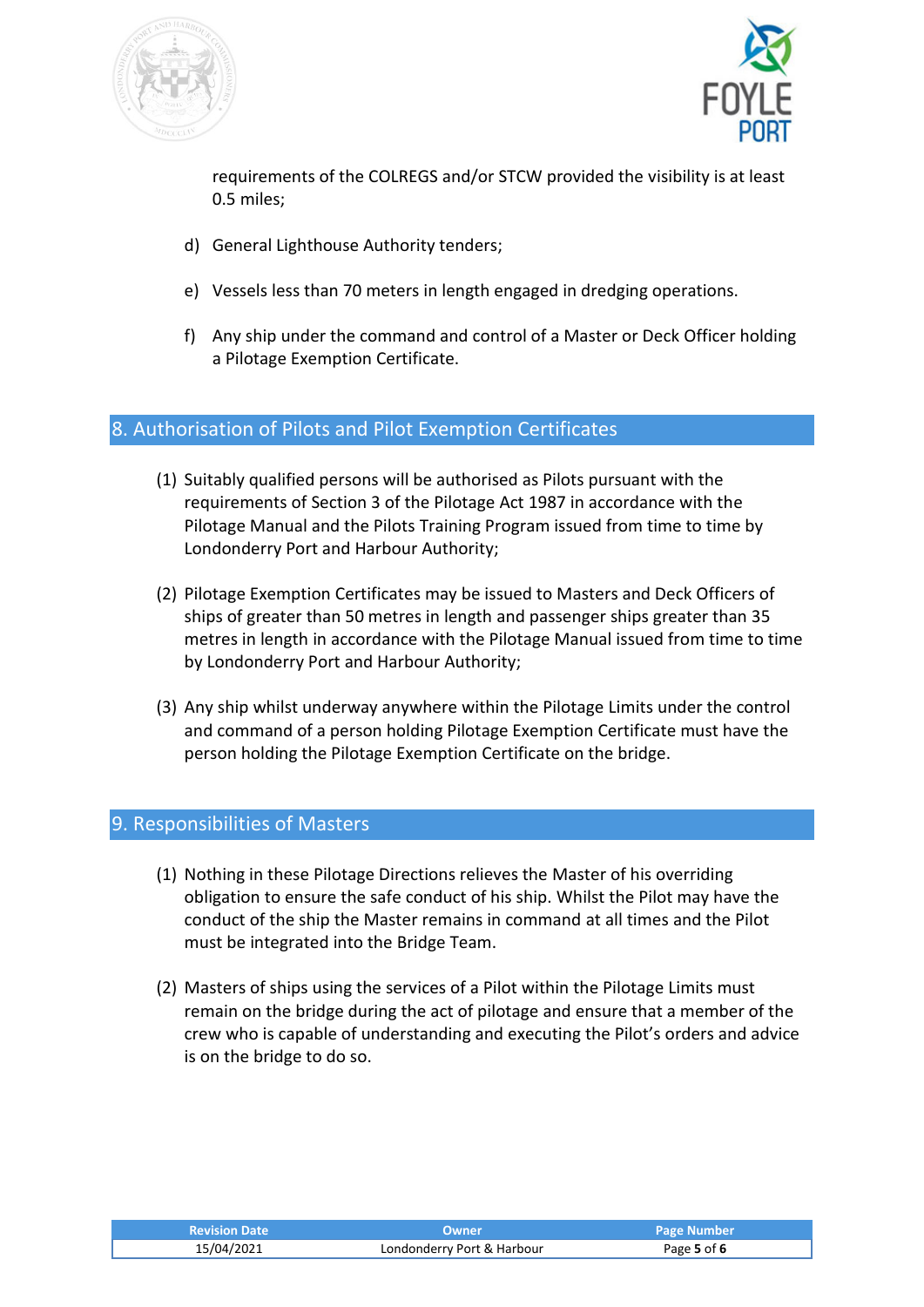requirements of the COLREGS and/or STCW provided the visibility is at least 0.5 miles;

d) General Lighthouse Authority tenders;

e) Vessels less than 70 meters in length engaged in dredging operations.

f) Any ship under the command and control of a Master or Deck Officer holding a Pilotage Exemption Certificate.

## 8. Authorisation of Pilots and Pilot Exemption Certificates

(1) Suitably qualified persons will be authorised as Pilots pursuant with the requirements of Section 3 of the Pilotage Act 1987 in accordance with the Pilotage Manual and the Pilots Training Program issued from time to time by Londonderry Port and Harbour Authority;

(2) Pilotage Exemption Certificates may be issued to Masters and Deck Officers of ships of greater than 50 metres in length and passenger ships greater than 35 metres in length in accordance with the Pilotage Manual issued from time to time by Londonderry Port and Harbour Authority;

(3) Any ship whilst underway anywhere within the Pilotage Limits under the control and command of a person holding Pilotage Exemption Certificate must have the person holding the Pilotage Exemption Certificate on the bridge.

## 9. Responsibilities of Masters

(1) Nothing in these Pilotage Directions relieves the Master of his overriding obligation to ensure the safe conduct of his ship. Whilst the Pilot may have the conduct of the ship the Master remains in command at all times and the Pilot must be integrated into the Bridge Team.

(2) Masters of ships using the services of a Pilot within the Pilotage Limits must remain on the bridge during the act of pilotage and ensure that a member of the crew who is capable of understanding and executing the Pilot's orders and advice is on the bridge to do so.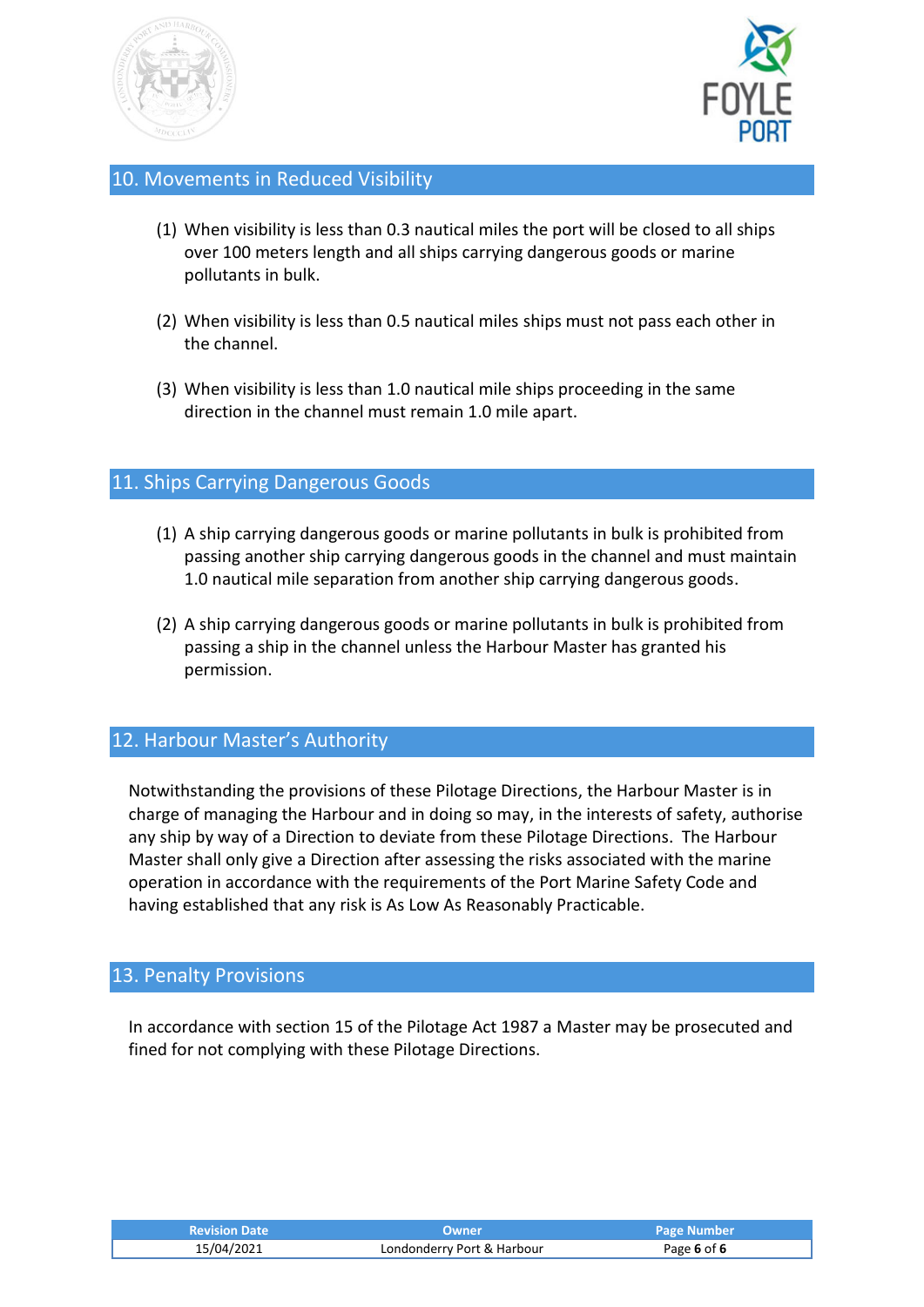## 10. Movements in Reduced Visibility

(1) When visibility is less than 0.3 nautical miles the port will be closed to all ships over 100 meters length and all ships carrying dangerous goods or marine pollutants in bulk.

(2) When visibility is less than 0.5 nautical miles ships must not pass each other in the channel.

(3) When visibility is less than 1.0 nautical mile ships proceeding in the same direction in the channel must remain 1.0 mile apart.

## 11. Ships Carrying Dangerous Goods

(1) A ship carrying dangerous goods or marine pollutants in bulk is prohibited from passing another ship carrying dangerous goods in the channel and must maintain 1.0 nautical mile separation from another ship carrying dangerous goods.

(2) A ship carrying dangerous goods or marine pollutants in bulk is prohibited from passing a ship in the channel unless the Harbour Master has granted his permission.

## 12. Harbour Master's Authority

Notwithstanding the provisions of these Pilotage Directions, the Harbour Master is in charge of managing the Harbour and in doing so may, in the interests of safety, authorise any ship by way of a Direction to deviate from these Pilotage Directions. The Harbour Master shall only give a Direction after assessing the risks associated with the marine operation in accordance with the requirements of the Port Marine Safety Code and having established that any risk is As Low As Reasonably Practicable.

## 13. Penalty Provisions

In accordance with section 15 of the Pilotage Act 1987 a Master may be prosecuted and fined for not complying with these Pilotage Directions.